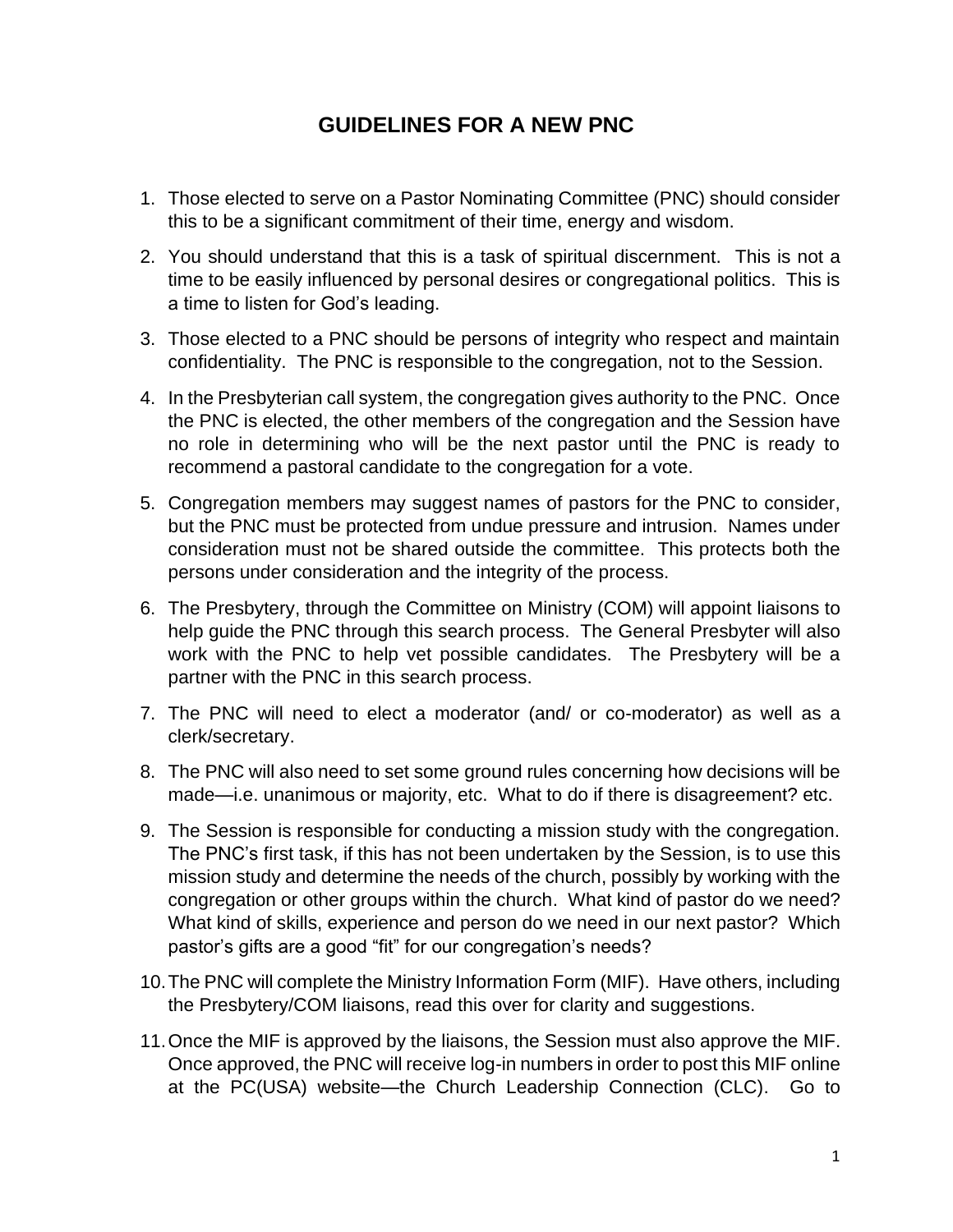# GUIDELINES FOR A NEW PNC

1. Those elected to serve on a Pastor Nominating Committee (PNC) should consider this to be a significant commitment of their time, energy and wisdom.
2. You should understand that this is a task of spiritual discernment. This is not a time to be easily influenced by personal desires or congregational politics. This is a time to listen for God's leading.
3. Those elected to a PNC should be persons of integrity who respect and maintain confidentiality. The PNC is responsible to the congregation, not to the Session.
4. In the Presbyterian call system, the congregation gives authority to the PNC. Once the PNC is elected, the other members of the congregation and the Session have no role in determining who will be the next pastor until the PNC is ready to recommend a pastoral candidate to the congregation for a vote.
5. Congregation members may suggest names of pastors for the PNC to consider, but the PNC must be protected from undue pressure and intrusion. Names under consideration must not be shared outside the committee. This protects both the persons under consideration and the integrity of the process.
6. The Presbytery, through the Committee on Ministry (COM) will appoint liaisons to help guide the PNC through this search process. The General Presbyter will also work with the PNC to help vet possible candidates. The Presbytery will be a partner with the PNC in this search process.
7. The PNC will need to elect a moderator (and/ or co-moderator) as well as a clerk/secretary.
8. The PNC will also need to set some ground rules concerning how decisions will be made—i.e. unanimous or majority, etc. What to do if there is disagreement? etc.
9. The Session is responsible for conducting a mission study with the congregation. The PNC's first task, if this has not been undertaken by the Session, is to use this mission study and determine the needs of the church, possibly by working with the congregation or other groups within the church. What kind of pastor do we need? What kind of skills, experience and person do we need in our next pastor? Which pastor's gifts are a good "fit" for our congregation's needs?
10. The PNC will complete the Ministry Information Form (MIF). Have others, including the Presbytery/COM liaisons, read this over for clarity and suggestions.
11. Once the MIF is approved by the liaisons, the Session must also approve the MIF. Once approved, the PNC will receive log-in numbers in order to post this MIF online at the PC(USA) website—the Church Leadership Connection (CLC). Go to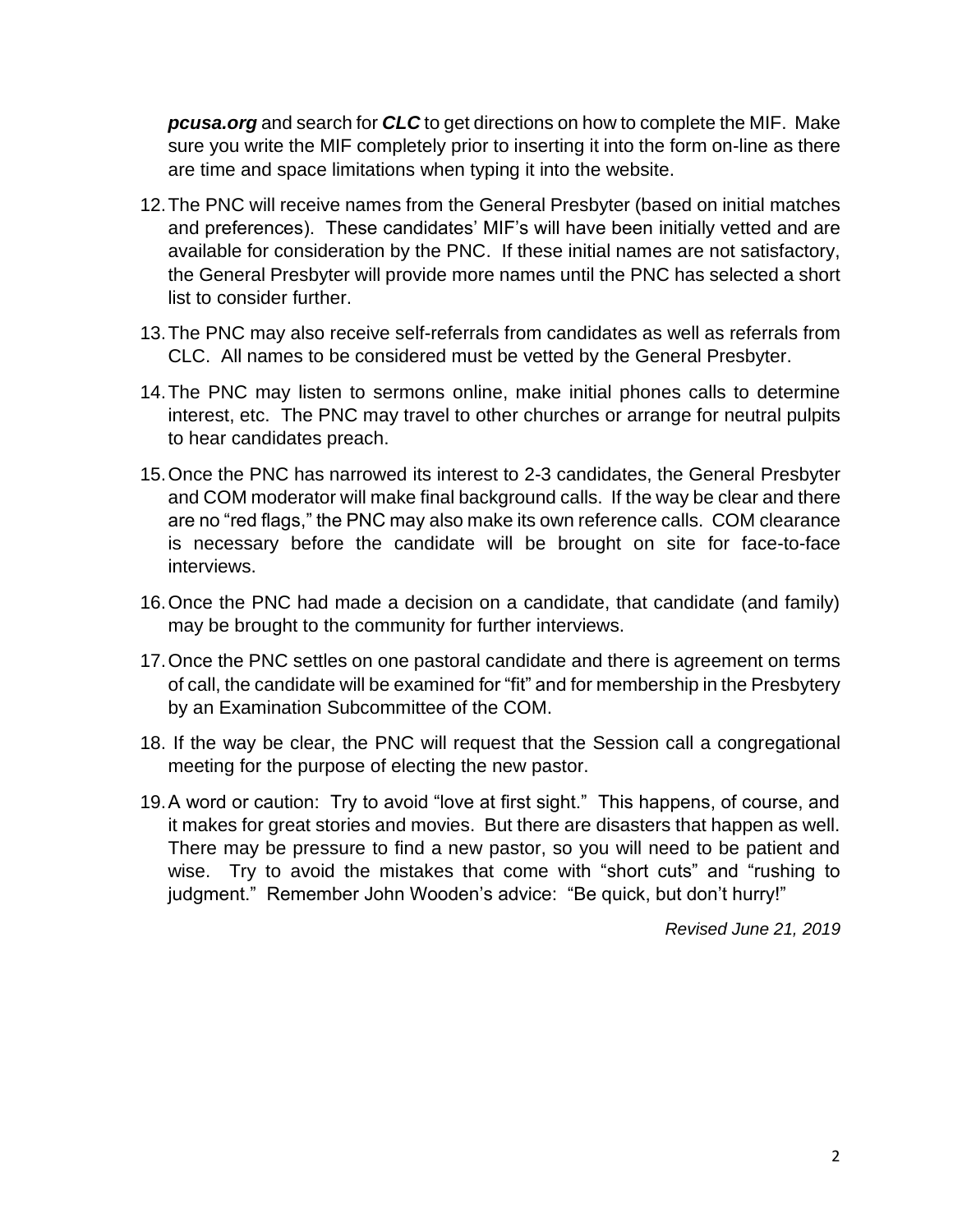***pcusa.org*** and search for ***CLC*** to get directions on how to complete the MIF. Make sure you write the MIF completely prior to inserting it into the form on-line as there are time and space limitations when typing it into the website.

12. The PNC will receive names from the General Presbyter (based on initial matches and preferences). These candidates' MIF's will have been initially vetted and are available for consideration by the PNC. If these initial names are not satisfactory, the General Presbyter will provide more names until the PNC has selected a short list to consider further.

13. The PNC may also receive self-referrals from candidates as well as referrals from CLC. All names to be considered must be vetted by the General Presbyter.

14. The PNC may listen to sermons online, make initial phones calls to determine interest, etc. The PNC may travel to other churches or arrange for neutral pulpits to hear candidates preach.

15. Once the PNC has narrowed its interest to 2-3 candidates, the General Presbyter and COM moderator will make final background calls. If the way be clear and there are no "red flags," the PNC may also make its own reference calls. COM clearance is necessary before the candidate will be brought on site for face-to-face interviews.

16. Once the PNC had made a decision on a candidate, that candidate (and family) may be brought to the community for further interviews.

17. Once the PNC settles on one pastoral candidate and there is agreement on terms of call, the candidate will be examined for "fit" and for membership in the Presbytery by an Examination Subcommittee of the COM.

18. If the way be clear, the PNC will request that the Session call a congregational meeting for the purpose of electing the new pastor.

19. A word or caution: Try to avoid "love at first sight." This happens, of course, and it makes for great stories and movies. But there are disasters that happen as well. There may be pressure to find a new pastor, so you will need to be patient and wise. Try to avoid the mistakes that come with "short cuts" and "rushing to judgment." Remember John Wooden's advice: "Be quick, but don't hurry!"

*Revised June 21, 2019*